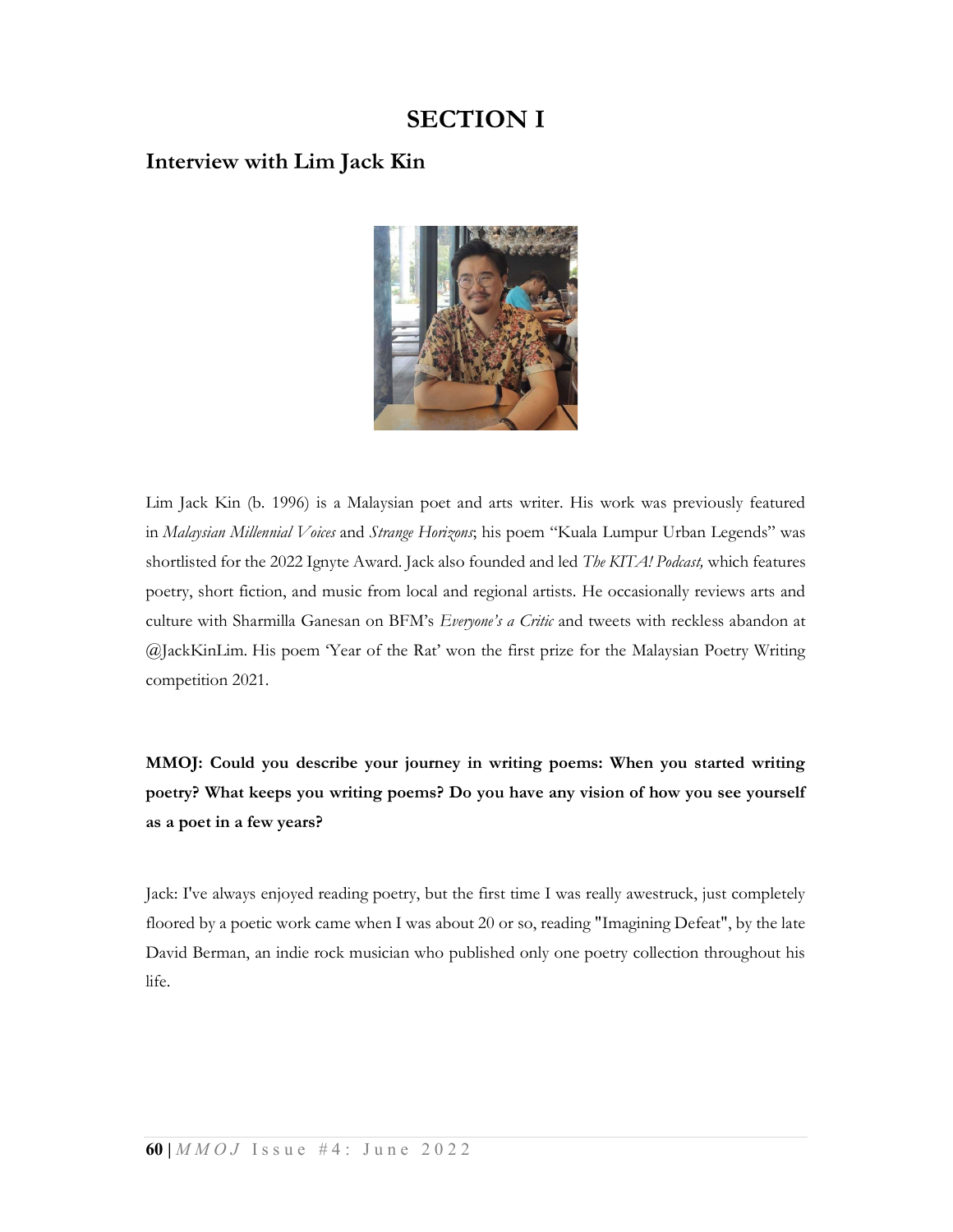# SECTION I

## Interview with Lim Jack Kin

Lim Jack Kin (b. 1996) is a Malaysian poet and arts writer. His work was previously featured in *Malaysian Millennial Voices* and *Strange Horizons*; his poem "Kuala Lumpur Urban Legends" was shortlisted for the 2022 Ignyte Award. Jack also founded and led *The KITA! Podcast,* which features poetry, short fiction, and music from local and regional artists. He occasionally reviews arts and culture with Sharmilla Ganesan on BFM's *Everyone's a Critic* and tweets with reckless abandon at @JackKinLim. His poem 'Year of the Rat' won the first prize for the Malaysian Poetry Writing competition 2021.

**MMOJ: Could you describe your journey in writing poems: When you started writing poetry? What keeps you writing poems? Do you have any vision of how you see yourself as a poet in a few years?**

Jack: I've always enjoyed reading poetry, but the first time I was really awestruck, just completely floored by a poetic work came when I was about 20 or so, reading "Imagining Defeat", by the late David Berman, an indie rock musician who published only one poetry collection throughout his life.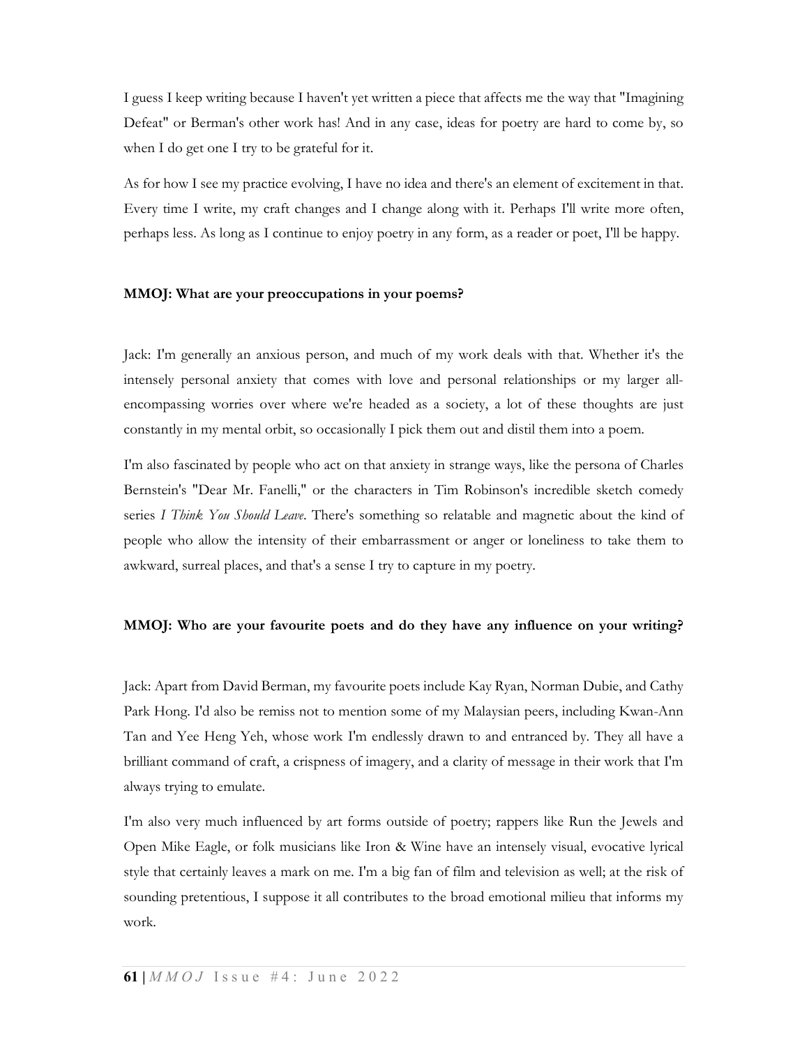I guess I keep writing because I haven't yet written a piece that affects me the way that "Imagining Defeat" or Berman's other work has! And in any case, ideas for poetry are hard to come by, so when I do get one I try to be grateful for it.

As for how I see my practice evolving, I have no idea and there's an element of excitement in that. Every time I write, my craft changes and I change along with it. Perhaps I'll write more often, perhaps less. As long as I continue to enjoy poetry in any form, as a reader or poet, I'll be happy.

**MMOJ: What are your preoccupations in your poems?**

Jack: I'm generally an anxious person, and much of my work deals with that. Whether it's the intensely personal anxiety that comes with love and personal relationships or my larger all-encompassing worries over where we're headed as a society, a lot of these thoughts are just constantly in my mental orbit, so occasionally I pick them out and distil them into a poem.

I'm also fascinated by people who act on that anxiety in strange ways, like the persona of Charles Bernstein's "Dear Mr. Fanelli," or the characters in Tim Robinson's incredible sketch comedy series *I Think You Should Leave*. There's something so relatable and magnetic about the kind of people who allow the intensity of their embarrassment or anger or loneliness to take them to awkward, surreal places, and that's a sense I try to capture in my poetry.

**MMOJ: Who are your favourite poets and do they have any influence on your writing?**

Jack: Apart from David Berman, my favourite poets include Kay Ryan, Norman Dubie, and Cathy Park Hong. I'd also be remiss not to mention some of my Malaysian peers, including Kwan-Ann Tan and Yee Heng Yeh, whose work I'm endlessly drawn to and entranced by. They all have a brilliant command of craft, a crispness of imagery, and a clarity of message in their work that I'm always trying to emulate.

I'm also very much influenced by art forms outside of poetry; rappers like Run the Jewels and Open Mike Eagle, or folk musicians like Iron & Wine have an intensely visual, evocative lyrical style that certainly leaves a mark on me. I'm a big fan of film and television as well; at the risk of sounding pretentious, I suppose it all contributes to the broad emotional milieu that informs my work.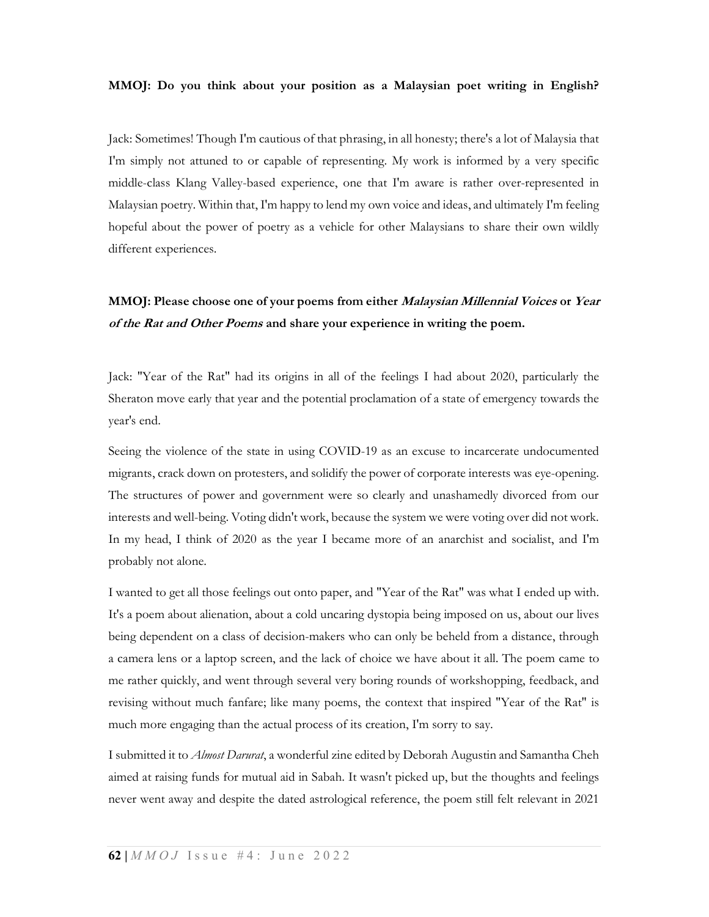**MMOJ: Do you think about your position as a Malaysian poet writing in English?**

Jack: Sometimes! Though I'm cautious of that phrasing, in all honesty; there's a lot of Malaysia that I'm simply not attuned to or capable of representing. My work is informed by a very specific middle-class Klang Valley-based experience, one that I'm aware is rather over-represented in Malaysian poetry. Within that, I'm happy to lend my own voice and ideas, and ultimately I'm feeling hopeful about the power of poetry as a vehicle for other Malaysians to share their own wildly different experiences.

**MMOJ: Please choose one of your poems from either *Malaysian Millennial Voices* or *Year of the Rat and Other Poems* and share your experience in writing the poem.**

Jack: "Year of the Rat" had its origins in all of the feelings I had about 2020, particularly the Sheraton move early that year and the potential proclamation of a state of emergency towards the year's end.

Seeing the violence of the state in using COVID-19 as an excuse to incarcerate undocumented migrants, crack down on protesters, and solidify the power of corporate interests was eye-opening. The structures of power and government were so clearly and unashamedly divorced from our interests and well-being. Voting didn't work, because the system we were voting over did not work. In my head, I think of 2020 as the year I became more of an anarchist and socialist, and I'm probably not alone.

I wanted to get all those feelings out onto paper, and "Year of the Rat" was what I ended up with. It's a poem about alienation, about a cold uncaring dystopia being imposed on us, about our lives being dependent on a class of decision-makers who can only be beheld from a distance, through a camera lens or a laptop screen, and the lack of choice we have about it all. The poem came to me rather quickly, and went through several very boring rounds of workshopping, feedback, and revising without much fanfare; like many poems, the context that inspired "Year of the Rat" is much more engaging than the actual process of its creation, I'm sorry to say.

I submitted it to *Almost Darurat*, a wonderful zine edited by Deborah Augustin and Samantha Cheh aimed at raising funds for mutual aid in Sabah. It wasn't picked up, but the thoughts and feelings never went away and despite the dated astrological reference, the poem still felt relevant in 2021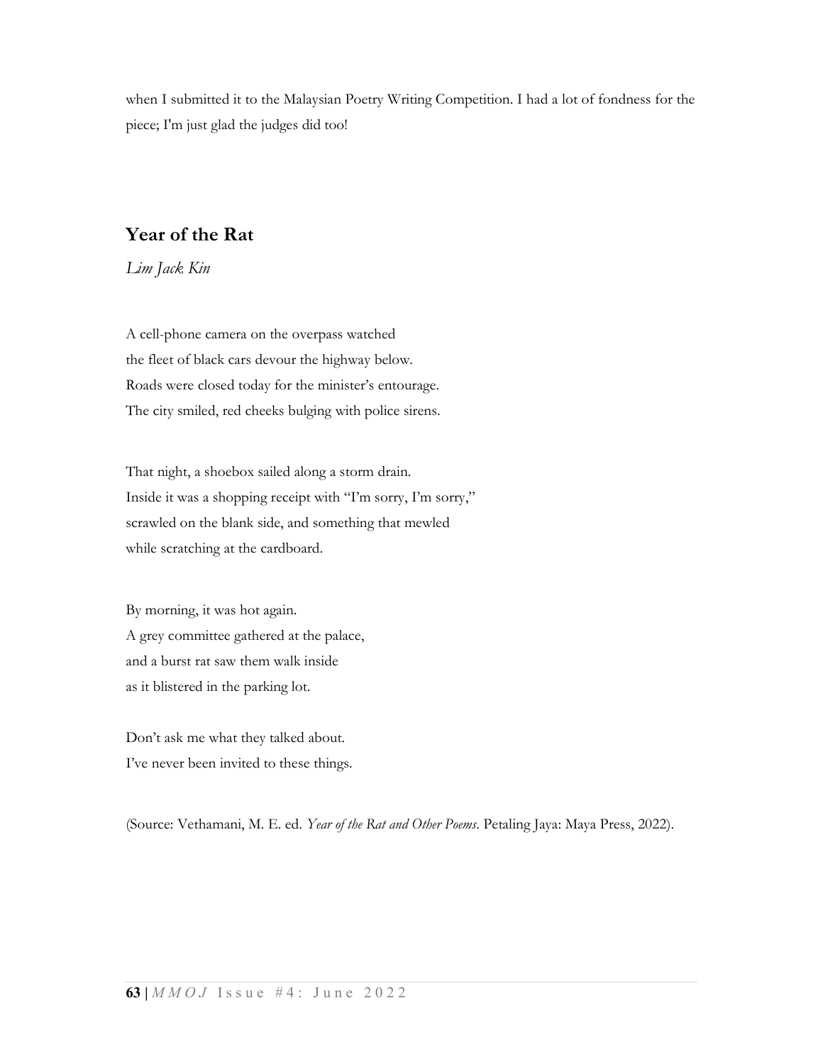when I submitted it to the Malaysian Poetry Writing Competition. I had a lot of fondness for the piece; I'm just glad the judges did too!

## Year of the Rat

*Lim Jack Kin*

A cell-phone camera on the overpass watched  
the fleet of black cars devour the highway below.  
Roads were closed today for the minister's entourage.  
The city smiled, red cheeks bulging with police sirens.

That night, a shoebox sailed along a storm drain.  
Inside it was a shopping receipt with "I'm sorry, I'm sorry,"  
scrawled on the blank side, and something that mewled  
while scratching at the cardboard.

By morning, it was hot again.  
A grey committee gathered at the palace,  
and a burst rat saw them walk inside  
as it blistered in the parking lot.

Don't ask me what they talked about.  
I've never been invited to these things.

(Source: Vethamani, M. E. ed. *Year of the Rat and Other Poems*. Petaling Jaya: Maya Press, 2022).